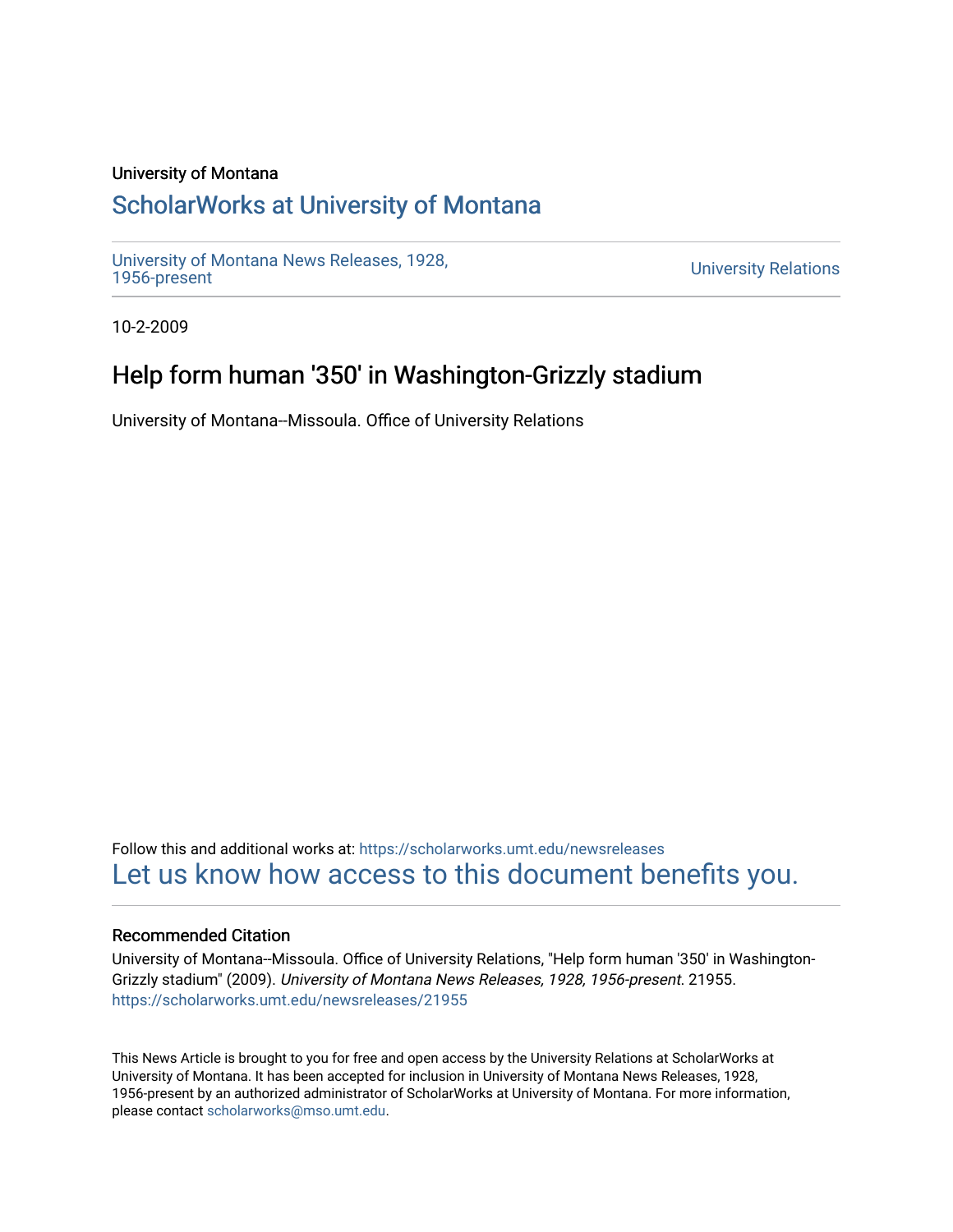University of Montana

## ScholarWorks at University of Montana

University of Montana News Releases, 1928, 1956-present

University Relations

10-2-2009

# Help form human '350' in Washington-Grizzly stadium

University of Montana--Missoula. Office of University Relations

Follow this and additional works at: https://scholarworks.umt.edu/newsreleases

Let us know how access to this document benefits you.

### Recommended Citation

University of Montana--Missoula. Office of University Relations, "Help form human '350' in Washington-Grizzly stadium" (2009). *University of Montana News Releases, 1928, 1956-present*. 21955.
https://scholarworks.umt.edu/newsreleases/21955

This News Article is brought to you for free and open access by the University Relations at ScholarWorks at University of Montana. It has been accepted for inclusion in University of Montana News Releases, 1928, 1956-present by an authorized administrator of ScholarWorks at University of Montana. For more information, please contact scholarworks@mso.umt.edu.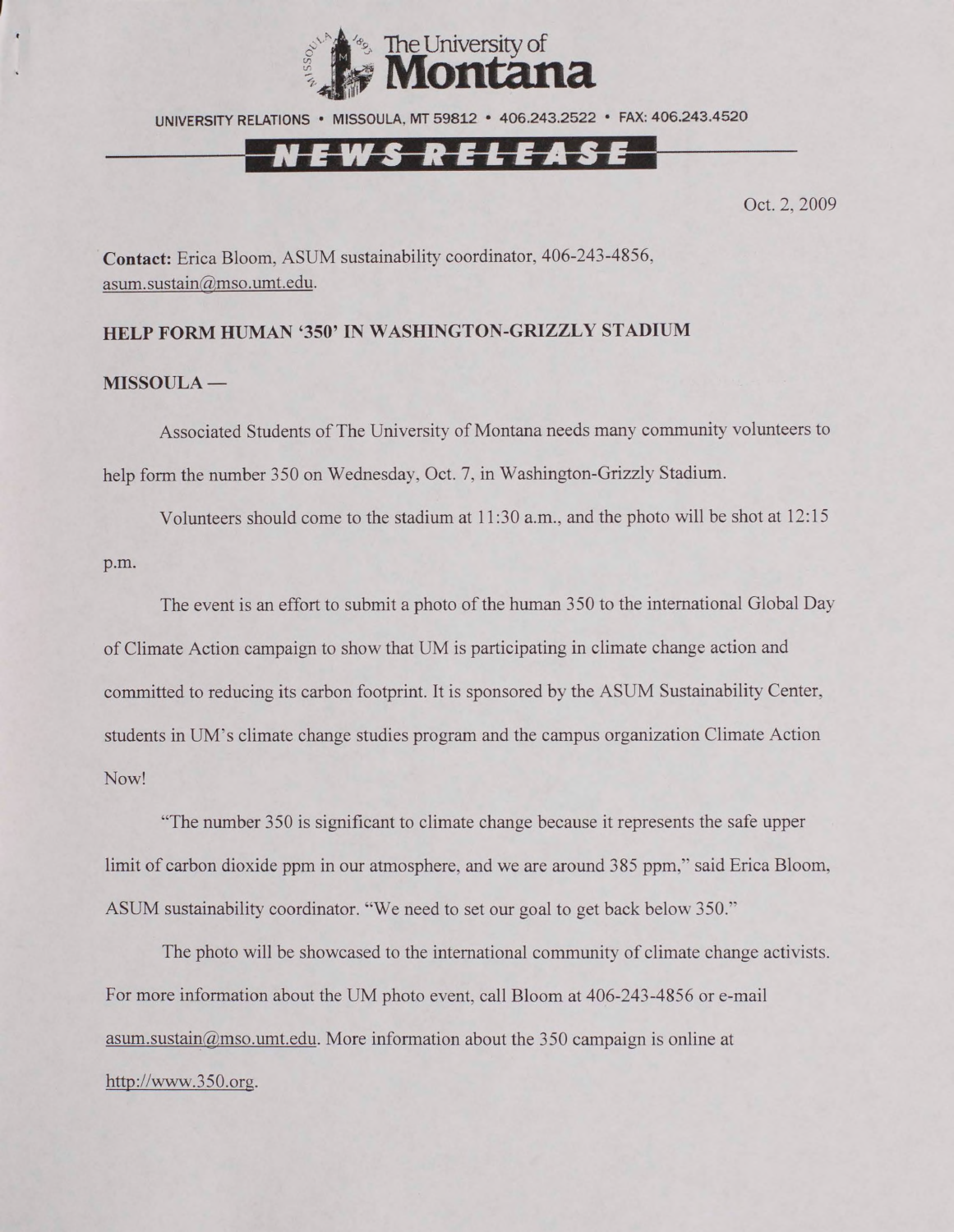The University of **Montana**

UNIVERSITY RELATIONS • MISSOULA, MT 59812 • 406.243.2522 • FAX: 406.243.4520

**NEWS RELEASE**

Oct. 2, 2009

**Contact:** Erica Bloom, ASUM sustainability coordinator, 406-243-4856, asum.sustain@mso.umt.edu.

**HELP FORM HUMAN '350' IN WASHINGTON-GRIZZLY STADIUM**

**MISSOULA —**

Associated Students of The University of Montana needs many community volunteers to help form the number 350 on Wednesday, Oct. 7, in Washington-Grizzly Stadium.

Volunteers should come to the stadium at 11:30 a.m., and the photo will be shot at 12:15 p.m.

The event is an effort to submit a photo of the human 350 to the international Global Day of Climate Action campaign to show that UM is participating in climate change action and committed to reducing its carbon footprint. It is sponsored by the ASUM Sustainability Center, students in UM's climate change studies program and the campus organization Climate Action Now!

"The number 350 is significant to climate change because it represents the safe upper limit of carbon dioxide ppm in our atmosphere, and we are around 385 ppm," said Erica Bloom, ASUM sustainability coordinator. "We need to set our goal to get back below 350."

The photo will be showcased to the international community of climate change activists. For more information about the UM photo event, call Bloom at 406-243-4856 or e-mail asum.sustain@mso.umt.edu. More information about the 350 campaign is online at http://www.350.org.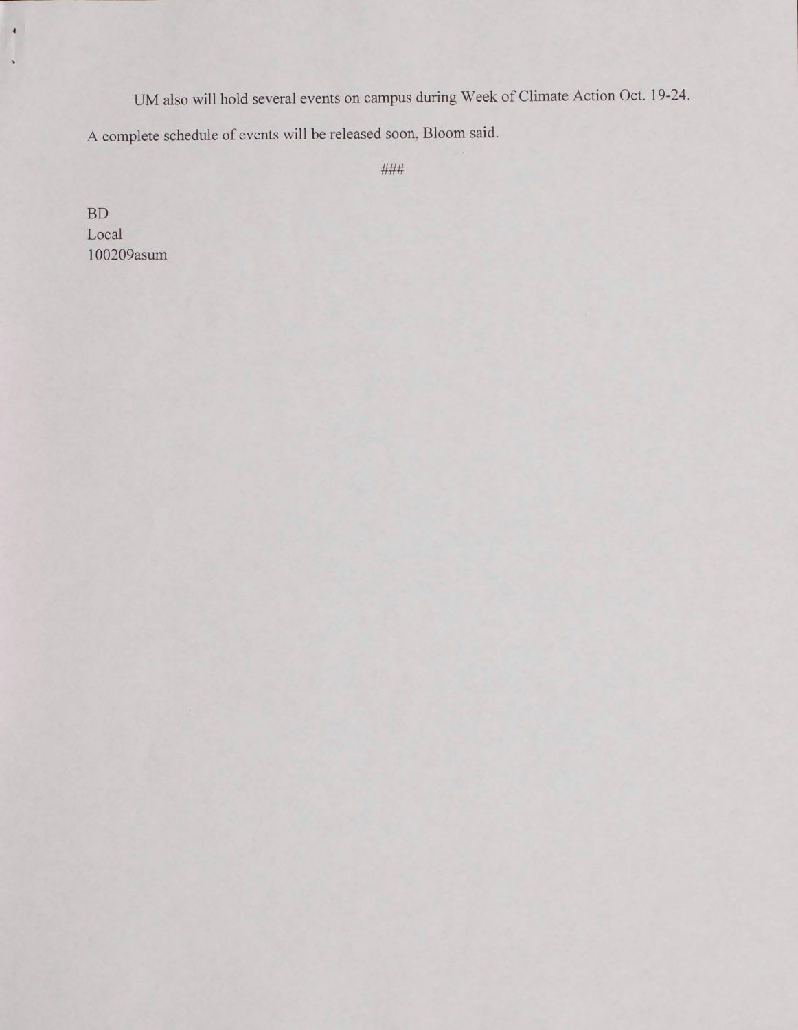UM also will hold several events on campus during Week of Climate Action Oct. 19-24.

A complete schedule of events will be released soon, Bloom said.

###

BD
Local
100209asum